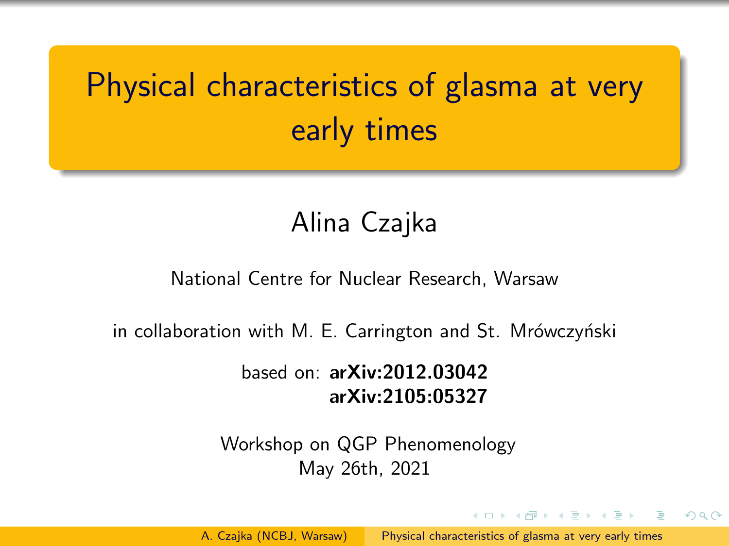# Physical characteristics of glasma at very early times

Alina Czajka

National Centre for Nuclear Research, Warsaw

in collaboration with M. E. Carrington and St. Mrówczyński

based on: **arXiv:2012.03042**
**arXiv:2105:05327**

Workshop on QGP Phenomenology
May 26th, 2021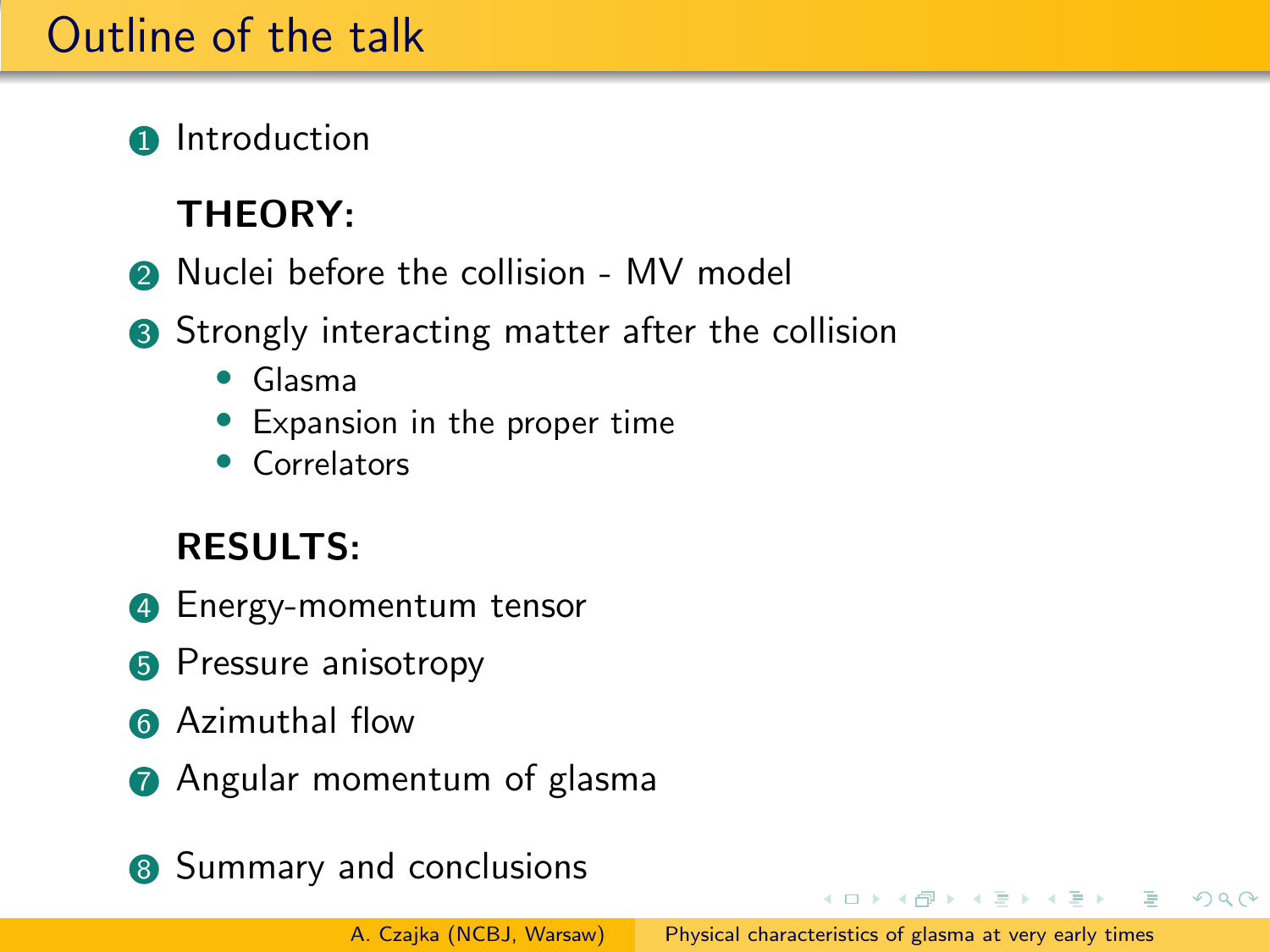# Outline of the talk

1. Introduction

**THEORY:**

2. Nuclei before the collision - MV model
3. Strongly interacting matter after the collision
   - Glasma
   - Expansion in the proper time
   - Correlators

**RESULTS:**

4. Energy-momentum tensor
5. Pressure anisotropy
6. Azimuthal flow
7. Angular momentum of glasma

8. Summary and conclusions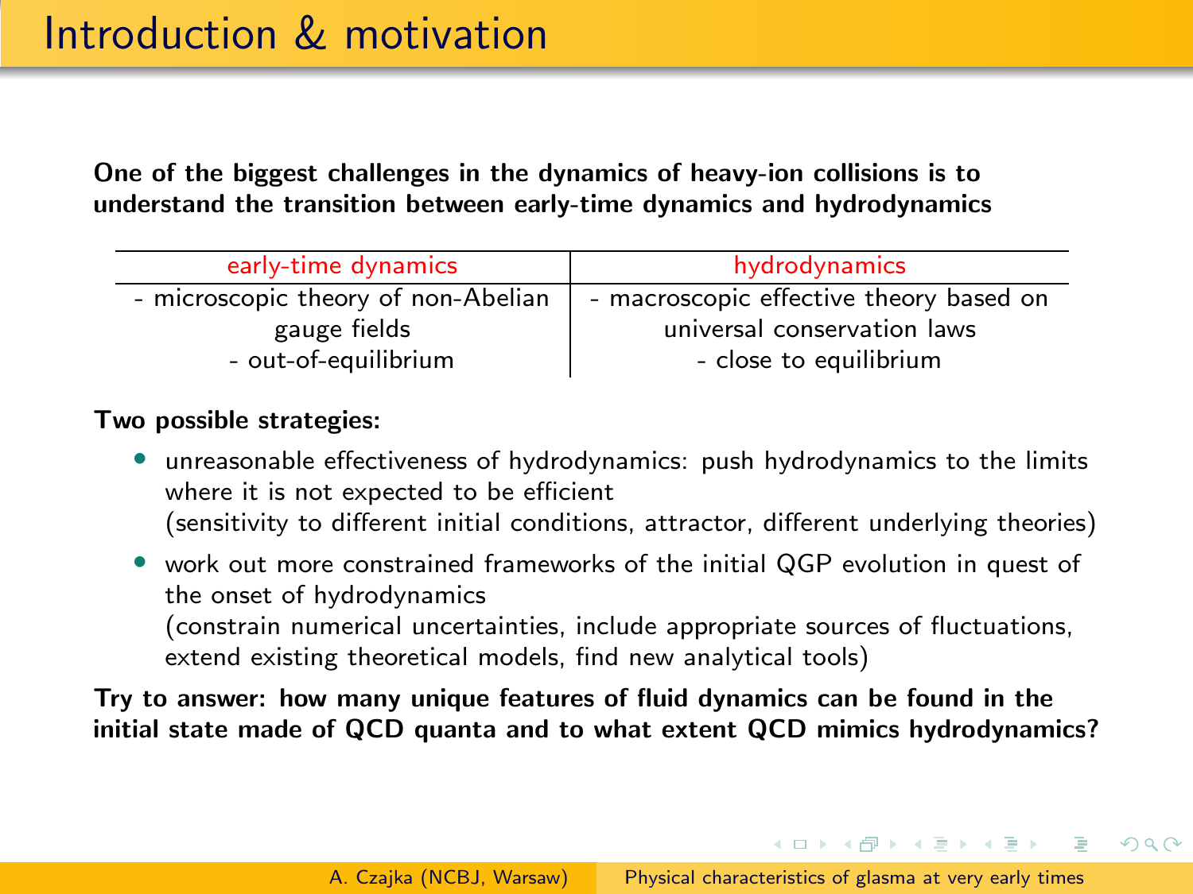# Introduction & motivation

**One of the biggest challenges in the dynamics of heavy-ion collisions is to understand the transition between early-time dynamics and hydrodynamics**

| early-time dynamics | hydrodynamics |
|---|---|
| - microscopic theory of non-Abelian gauge fields<br>- out-of-equilibrium | - macroscopic effective theory based on universal conservation laws<br>- close to equilibrium |

**Two possible strategies:**

- unreasonable effectiveness of hydrodynamics: push hydrodynamics to the limits where it is not expected to be efficient
  (sensitivity to different initial conditions, attractor, different underlying theories)
- work out more constrained frameworks of the initial QGP evolution in quest of the onset of hydrodynamics
  (constrain numerical uncertainties, include appropriate sources of fluctuations, extend existing theoretical models, find new analytical tools)

**Try to answer: how many unique features of fluid dynamics can be found in the initial state made of QCD quanta and to what extent QCD mimics hydrodynamics?**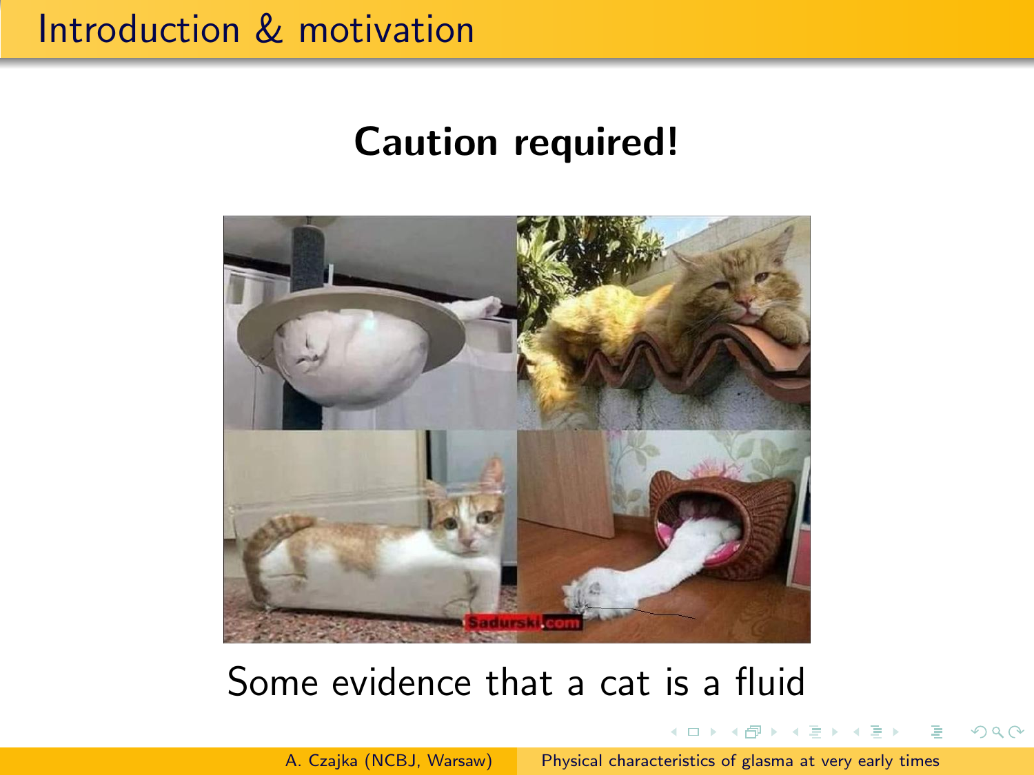# Introduction & motivation

## Caution required!

Some evidence that a cat is a fluid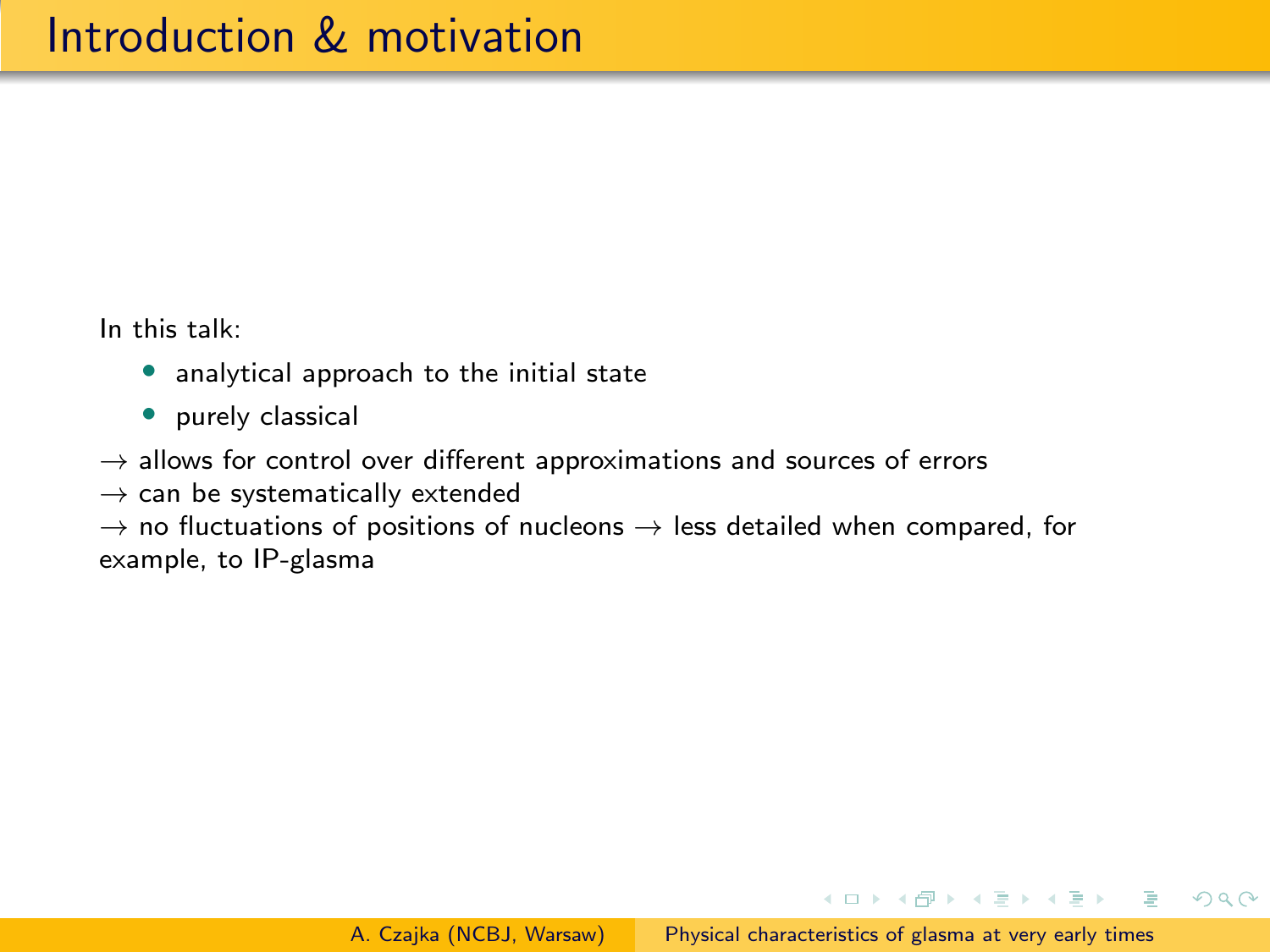# Introduction & motivation

In this talk:

- analytical approach to the initial state
- purely classical

$\rightarrow$ allows for control over different approximations and sources of errors
$\rightarrow$ can be systematically extended
$\rightarrow$ no fluctuations of positions of nucleons $\rightarrow$ less detailed when compared, for example, to IP-glasma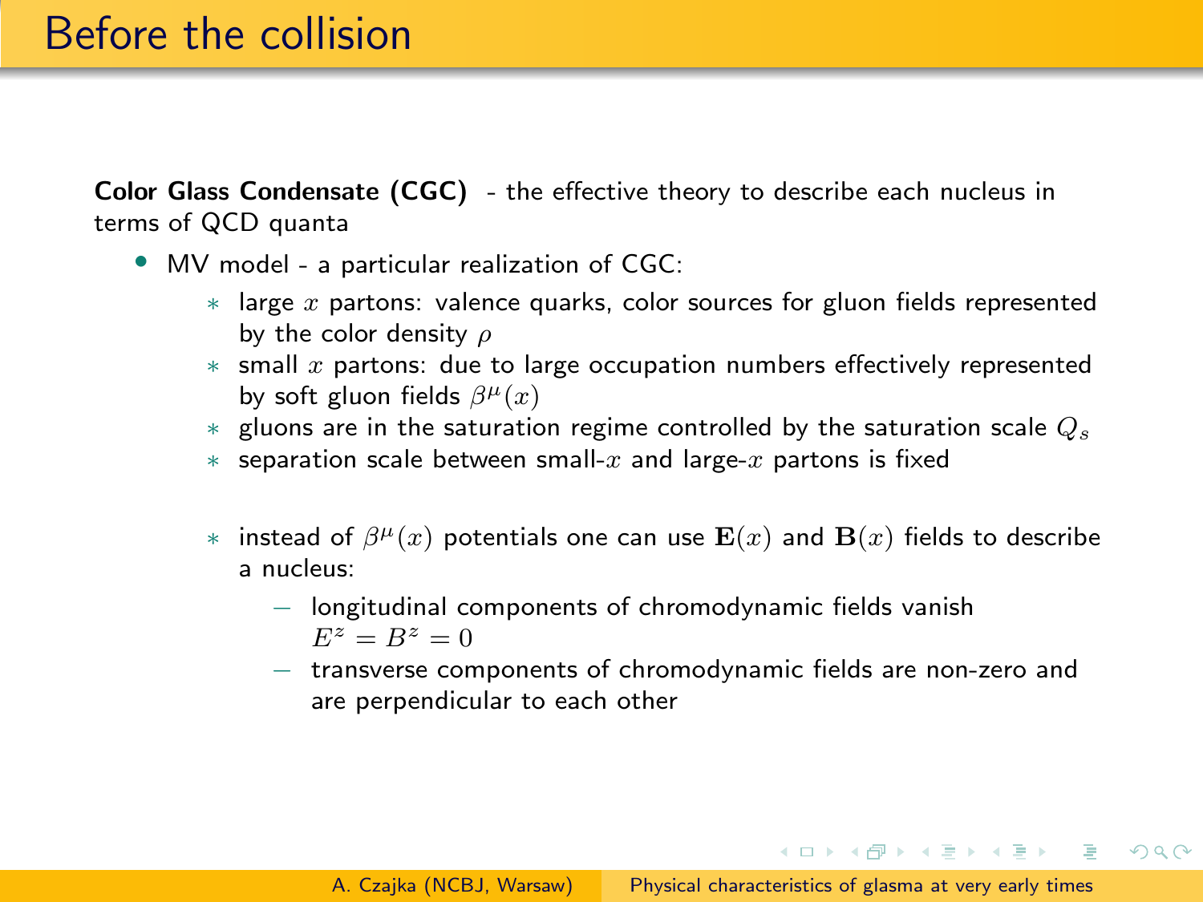# Before the collision

**Color Glass Condensate (CGC)** - the effective theory to describe each nucleus in terms of QCD quanta

- MV model - a particular realization of CGC:
  - large $x$ partons: valence quarks, color sources for gluon fields represented by the color density $\rho$
  - small $x$ partons: due to large occupation numbers effectively represented by soft gluon fields $\beta^{\mu}(x)$
  - gluons are in the saturation regime controlled by the saturation scale $Q_s$
  - separation scale between small-$x$ and large-$x$ partons is fixed

  - instead of $\beta^{\mu}(x)$ potentials one can use $\mathbf{E}(x)$ and $\mathbf{B}(x)$ fields to describe a nucleus:
    - longitudinal components of chromodynamic fields vanish $E^z = B^z = 0$
    - transverse components of chromodynamic fields are non-zero and are perpendicular to each other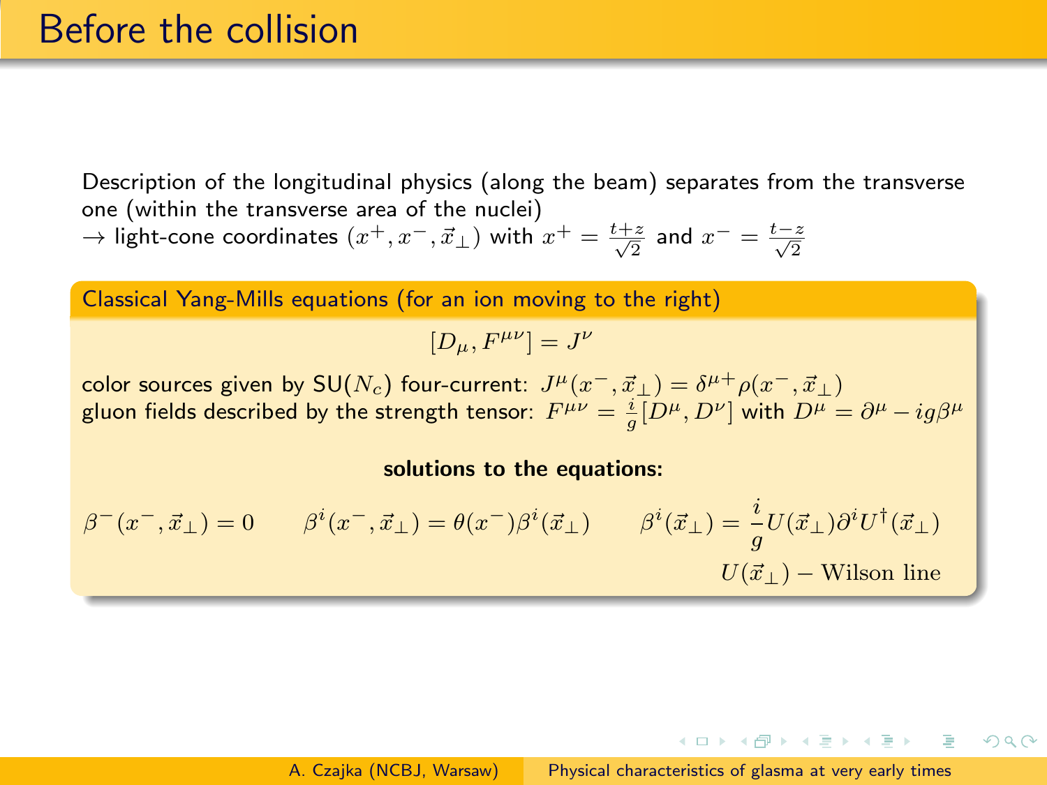# Before the collision

Description of the longitudinal physics (along the beam) separates from the transverse one (within the transverse area of the nuclei)
$\rightarrow$ light-cone coordinates $(x^+, x^-, \vec{x}_\perp)$ with $x^+ = \frac{t+z}{\sqrt{2}}$ and $x^- = \frac{t-z}{\sqrt{2}}$

## Classical Yang-Mills equations (for an ion moving to the right)

$$[D_\mu, F^{\mu\nu}] = J^\nu$$

color sources given by SU($N_c$) four-current: $J^\mu(x^-, \vec{x}_\perp) = \delta^{\mu +}\rho(x^-, \vec{x}_\perp)$
gluon fields described by the strength tensor: $F^{\mu\nu} = \frac{i}{g}[D^\mu, D^\nu]$ with $D^\mu = \partial^\mu - ig\beta^\mu$

**solutions to the equations:**

$$\beta^-(x^-, \vec{x}_\perp) = 0 \qquad \beta^i(x^-, \vec{x}_\perp) = \theta(x^-)\beta^i(\vec{x}_\perp) \qquad \beta^i(\vec{x}_\perp) = \frac{i}{g}U(\vec{x}_\perp)\partial^i U^\dagger(\vec{x}_\perp)$$

$U(\vec{x}_\perp)$ – Wilson line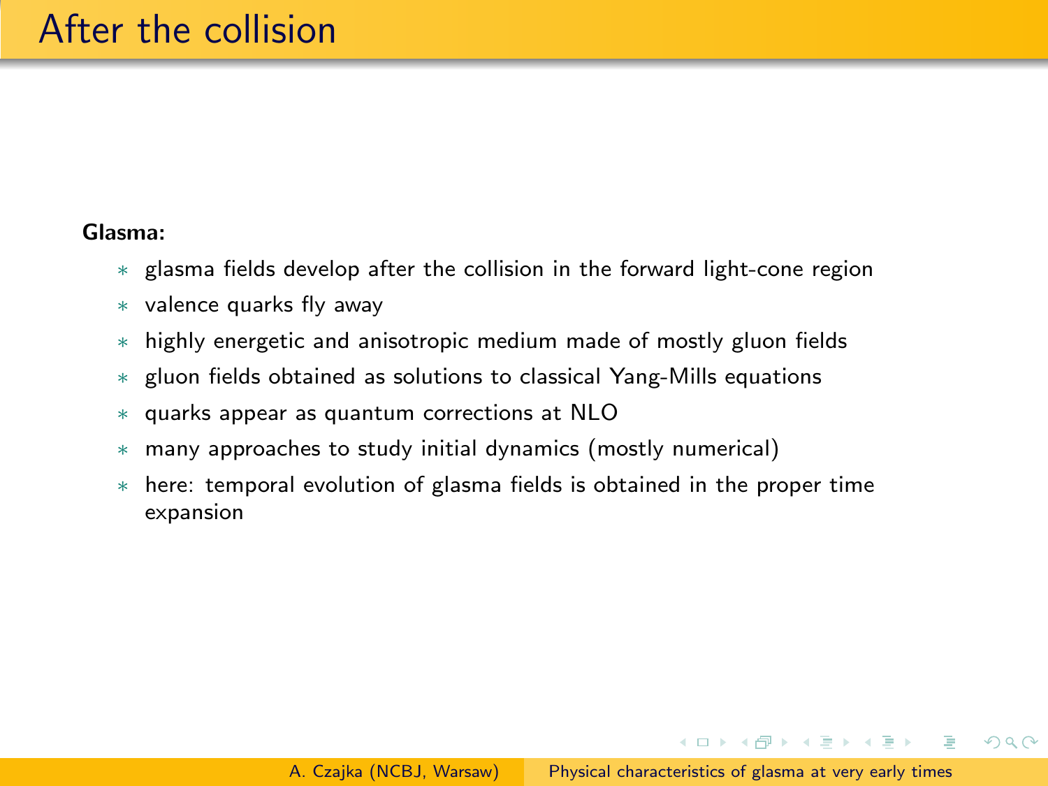# After the collision

**Glasma:**

- glasma fields develop after the collision in the forward light-cone region
- valence quarks fly away
- highly energetic and anisotropic medium made of mostly gluon fields
- gluon fields obtained as solutions to classical Yang-Mills equations
- quarks appear as quantum corrections at NLO
- many approaches to study initial dynamics (mostly numerical)
- here: temporal evolution of glasma fields is obtained in the proper time expansion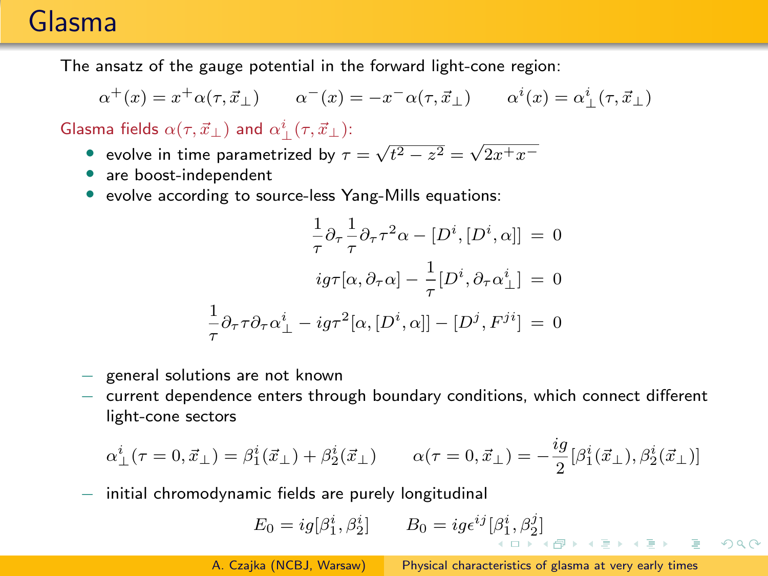# Glasma

The ansatz of the gauge potential in the forward light-cone region:

$$\alpha^+(x) = x^+\alpha(\tau, \vec{x}_\perp) \qquad \alpha^-(x) = -x^-\alpha(\tau, \vec{x}_\perp) \qquad \alpha^i(x) = \alpha^i_\perp(\tau, \vec{x}_\perp)$$

Glasma fields $\alpha(\tau, \vec{x}_\perp)$ and $\alpha^i_\perp(\tau, \vec{x}_\perp)$:

- evolve in time parametrized by $\tau = \sqrt{t^2 - z^2} = \sqrt{2x^+x^-}$
- are boost-independent
- evolve according to source-less Yang-Mills equations:

$$\frac{1}{\tau}\partial_\tau \frac{1}{\tau}\partial_\tau \tau^2 \alpha - [D^i, [D^i, \alpha]] = 0$$

$$ig\tau[\alpha, \partial_\tau \alpha] - \frac{1}{\tau}[D^i, \partial_\tau \alpha^i_\perp] = 0$$

$$\frac{1}{\tau}\partial_\tau \tau \partial_\tau \alpha^i_\perp - ig\tau^2[\alpha, [D^i, \alpha]] - [D^j, F^{ji}] = 0$$

- general solutions are not known
- current dependence enters through boundary conditions, which connect different light-cone sectors

$$\alpha^i_\perp(\tau = 0, \vec{x}_\perp) = \beta^i_1(\vec{x}_\perp) + \beta^i_2(\vec{x}_\perp) \qquad \alpha(\tau = 0, \vec{x}_\perp) = -\frac{ig}{2}[\beta^i_1(\vec{x}_\perp), \beta^i_2(\vec{x}_\perp)]$$

- initial chromodynamic fields are purely longitudinal

$$E_0 = ig[\beta^i_1, \beta^i_2] \qquad B_0 = ig\epsilon^{ij}[\beta^i_1, \beta^j_2]$$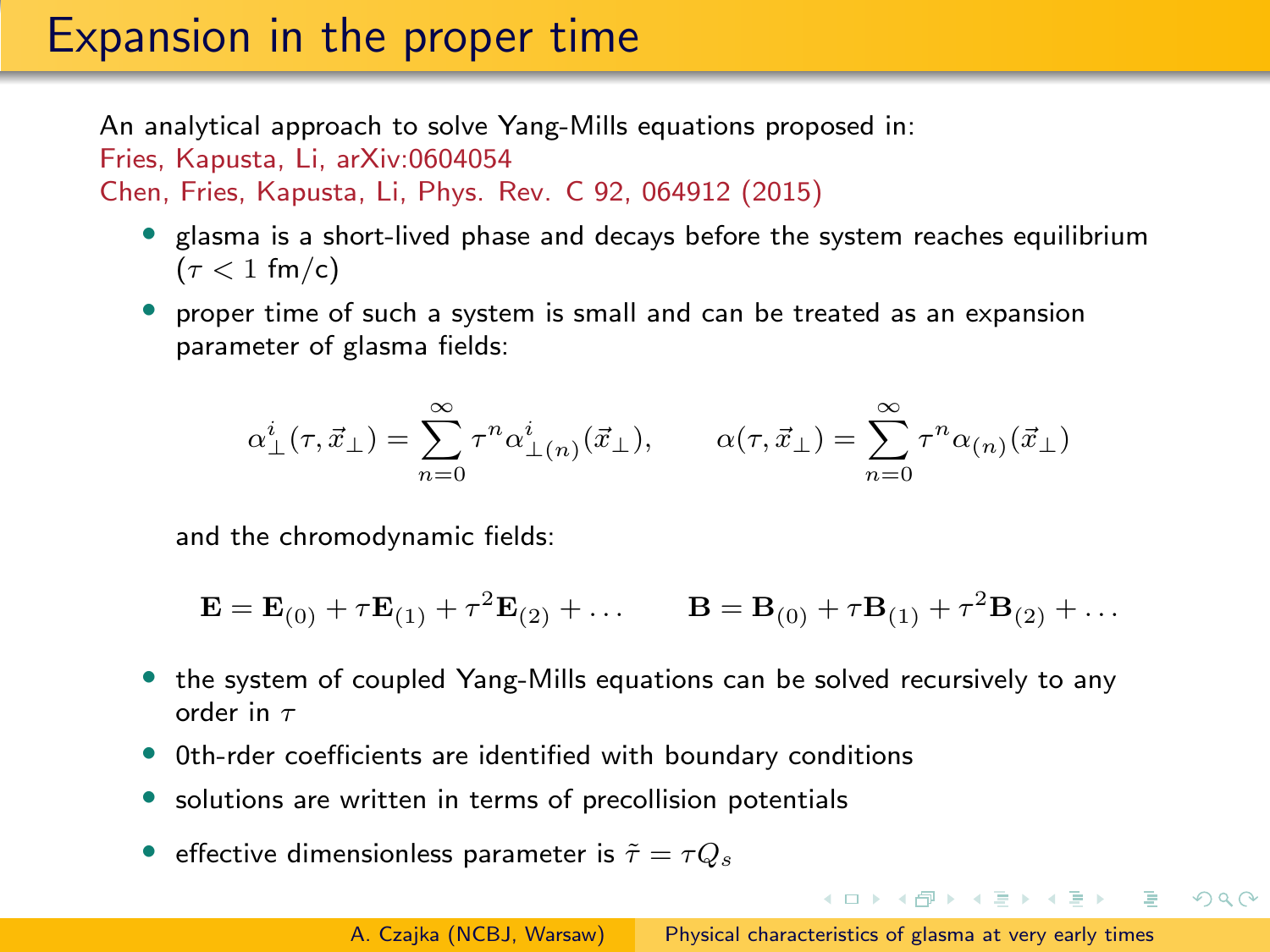# Expansion in the proper time

An analytical approach to solve Yang-Mills equations proposed in:
Fries, Kapusta, Li, arXiv:0604054
Chen, Fries, Kapusta, Li, Phys. Rev. C 92, 064912 (2015)

- glasma is a short-lived phase and decays before the system reaches equilibrium ($\tau < 1$ fm/c)
- proper time of such a system is small and can be treated as an expansion parameter of glasma fields:

$$\alpha_{\perp}^{i}(\tau, \vec{x}_{\perp}) = \sum_{n=0}^{\infty} \tau^{n} \alpha_{\perp(n)}^{i}(\vec{x}_{\perp}), \qquad \alpha(\tau, \vec{x}_{\perp}) = \sum_{n=0}^{\infty} \tau^{n} \alpha_{(n)}(\vec{x}_{\perp})$$

  and the chromodynamic fields:

$$\mathbf{E} = \mathbf{E}_{(0)} + \tau \mathbf{E}_{(1)} + \tau^{2} \mathbf{E}_{(2)} + \ldots \qquad \mathbf{B} = \mathbf{B}_{(0)} + \tau \mathbf{B}_{(1)} + \tau^{2} \mathbf{B}_{(2)} + \ldots$$

- the system of coupled Yang-Mills equations can be solved recursively to any order in $\tau$
- 0th-rder coefficients are identified with boundary conditions
- solutions are written in terms of precollision potentials
- effective dimensionless parameter is $\tilde{\tau} = \tau Q_s$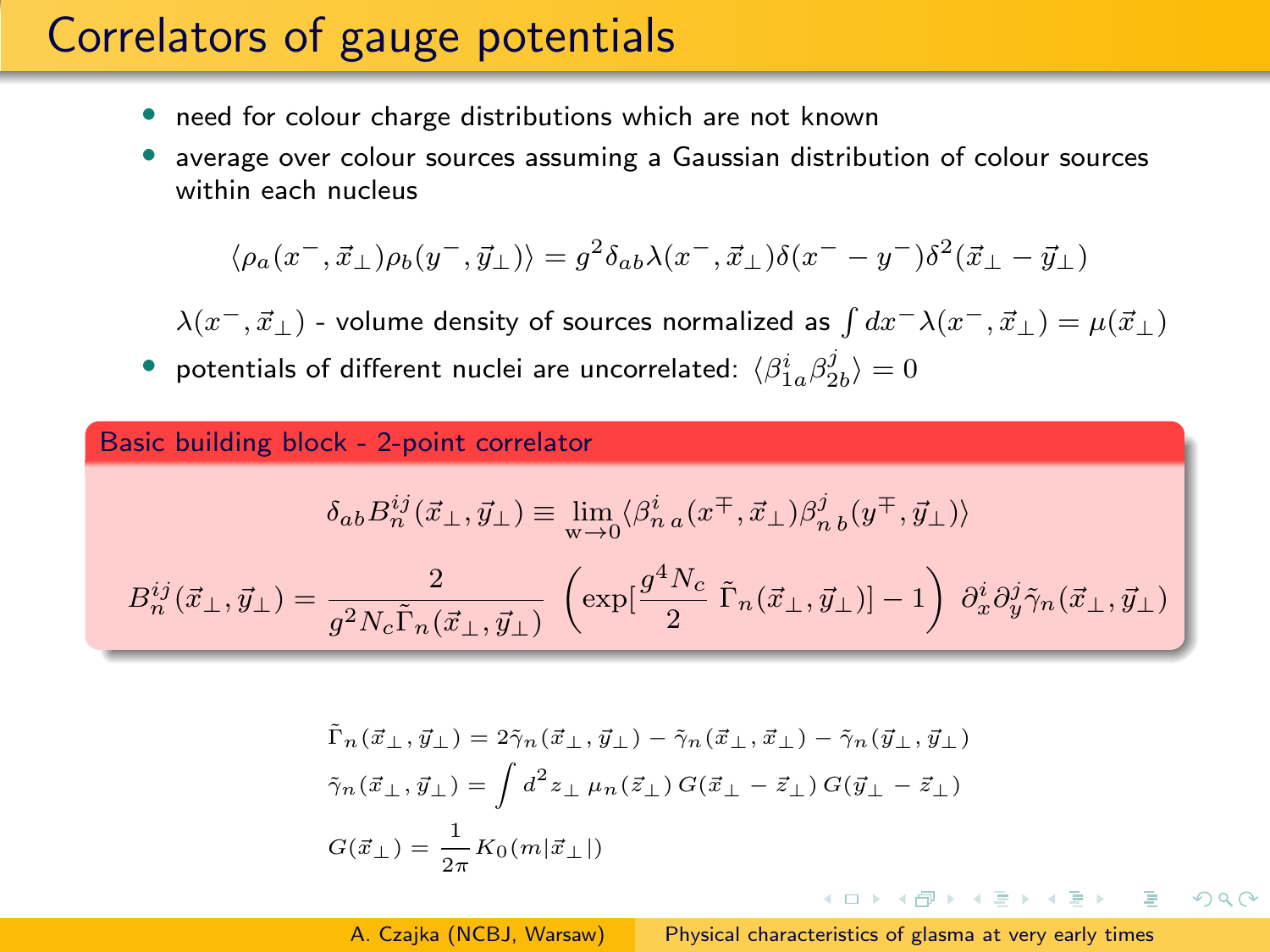# Correlators of gauge potentials

- need for colour charge distributions which are not known
- average over colour sources assuming a Gaussian distribution of colour sources within each nucleus

$$\langle \rho_a(x^-, \vec{x}_\perp) \rho_b(y^-, \vec{y}_\perp) \rangle = g^2 \delta_{ab} \lambda(x^-, \vec{x}_\perp) \delta(x^- - y^-) \delta^2(\vec{x}_\perp - \vec{y}_\perp)$$

$\lambda(x^-, \vec{x}_\perp)$ - volume density of sources normalized as $\int dx^- \lambda(x^-, \vec{x}_\perp) = \mu(\vec{x}_\perp)$

- potentials of different nuclei are uncorrelated: $\langle \beta^i_{1a} \beta^j_{2b} \rangle = 0$

## Basic building block - 2-point correlator

$$\delta_{ab} B^{ij}_n(\vec{x}_\perp, \vec{y}_\perp) \equiv \lim_{\mathrm{w} \to 0} \langle \beta^i_{n\,a}(x^\mp, \vec{x}_\perp) \beta^j_{n\,b}(y^\mp, \vec{y}_\perp) \rangle$$

$$B^{ij}_n(\vec{x}_\perp, \vec{y}_\perp) = \frac{2}{g^2 N_c \tilde{\Gamma}_n(\vec{x}_\perp, \vec{y}_\perp)} \left( \exp[\frac{g^4 N_c}{2} \, \tilde{\Gamma}_n(\vec{x}_\perp, \vec{y}_\perp)] - 1 \right) \partial^i_x \partial^j_y \tilde{\gamma}_n(\vec{x}_\perp, \vec{y}_\perp)$$

$$\tilde{\Gamma}_n(\vec{x}_\perp, \vec{y}_\perp) = 2\tilde{\gamma}_n(\vec{x}_\perp, \vec{y}_\perp) - \tilde{\gamma}_n(\vec{x}_\perp, \vec{x}_\perp) - \tilde{\gamma}_n(\vec{y}_\perp, \vec{y}_\perp)$$

$$\tilde{\gamma}_n(\vec{x}_\perp, \vec{y}_\perp) = \int d^2 z_\perp \, \mu_n(\vec{z}_\perp) \, G(\vec{x}_\perp - \vec{z}_\perp) \, G(\vec{y}_\perp - \vec{z}_\perp)$$

$$G(\vec{x}_\perp) = \frac{1}{2\pi} K_0(m|\vec{x}_\perp|)$$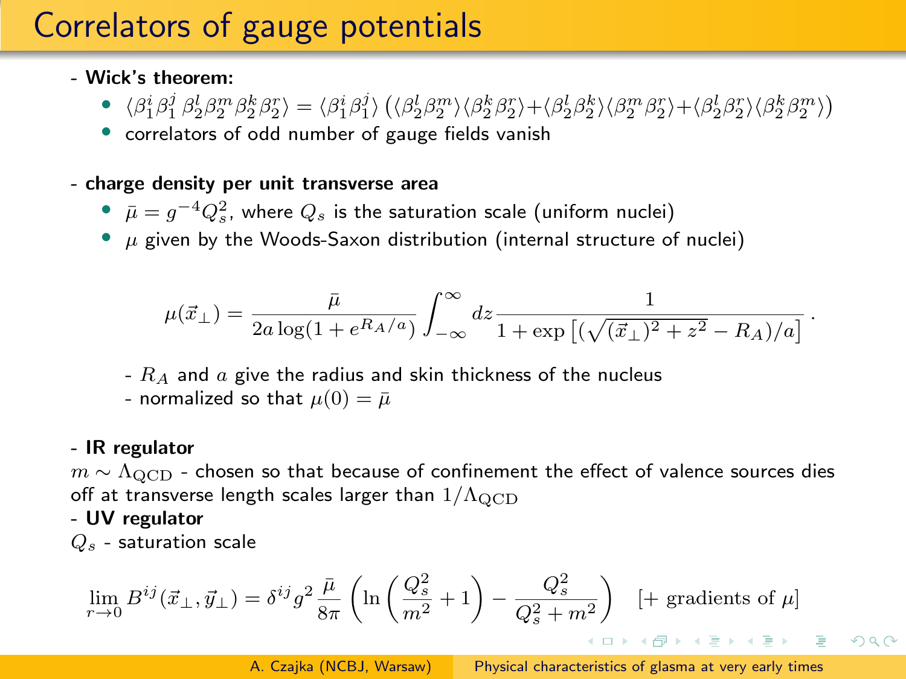# Correlators of gauge potentials

- **Wick's theorem:**
  - $\langle \beta_1^i \beta_1^j \, \beta_2^l \beta_2^m \beta_2^k \beta_2^r \rangle = \langle \beta_1^i \beta_1^j \rangle \left( \langle \beta_2^l \beta_2^m \rangle \langle \beta_2^k \beta_2^r \rangle + \langle \beta_2^l \beta_2^k \rangle \langle \beta_2^m \beta_2^r \rangle + \langle \beta_2^l \beta_2^r \rangle \langle \beta_2^k \beta_2^m \rangle \right)$
  - correlators of odd number of gauge fields vanish

- **charge density per unit transverse area**
  - $\bar{\mu} = g^{-4} Q_s^2$, where $Q_s$ is the saturation scale (uniform nuclei)
  - $\mu$ given by the Woods-Saxon distribution (internal structure of nuclei)

$$\mu(\vec{x}_\perp) = \frac{\bar{\mu}}{2a \log(1 + e^{R_A/a})} \int_{-\infty}^{\infty} dz \, \frac{1}{1 + \exp\left[(\sqrt{(\vec{x}_\perp)^2 + z^2} - R_A)/a\right]} \, .$$

  - $R_A$ and $a$ give the radius and skin thickness of the nucleus
  - normalized so that $\mu(0) = \bar{\mu}$

- **IR regulator**

$m \sim \Lambda_{\rm QCD}$ - chosen so that because of confinement the effect of valence sources dies off at transverse length scales larger than $1/\Lambda_{\rm QCD}$

- **UV regulator**

$Q_s$ - saturation scale

$$\lim_{r \to 0} B^{ij}(\vec{x}_\perp, \vec{y}_\perp) = \delta^{ij} g^2 \frac{\bar{\mu}}{8\pi} \left( \ln\left( \frac{Q_s^2}{m^2} + 1 \right) - \frac{Q_s^2}{Q_s^2 + m^2} \right) \quad [+ \text{ gradients of } \mu]$$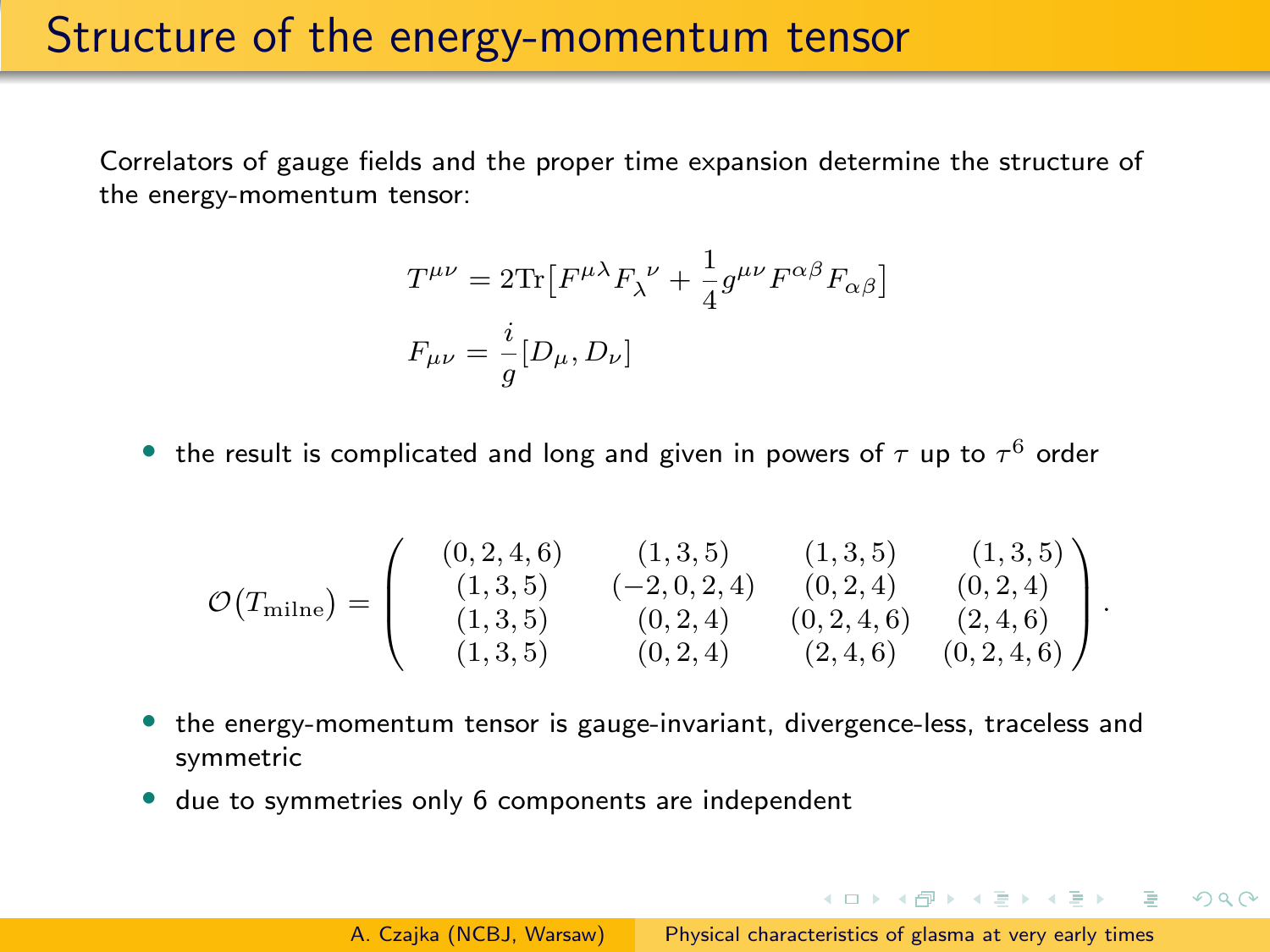# Structure of the energy-momentum tensor

Correlators of gauge fields and the proper time expansion determine the structure of the energy-momentum tensor:

$$
T^{\mu\nu} = 2\mathrm{Tr}\big[F^{\mu\lambda} F_{\lambda}^{\ \nu} + \frac{1}{4} g^{\mu\nu} F^{\alpha\beta} F_{\alpha\beta}\big]
$$

$$
F_{\mu\nu} = \frac{i}{g}[D_\mu, D_\nu]
$$

- the result is complicated and long and given in powers of $\tau$ up to $\tau^6$ order

$$
\mathcal{O}(T_{\mathrm{milne}}) = \begin{pmatrix} (0,2,4,6) & (1,3,5) & (1,3,5) & (1,3,5) \\ (1,3,5) & (-2,0,2,4) & (0,2,4) & (0,2,4) \\ (1,3,5) & (0,2,4) & (0,2,4,6) & (2,4,6) \\ (1,3,5) & (0,2,4) & (2,4,6) & (0,2,4,6) \end{pmatrix}.
$$

- the energy-momentum tensor is gauge-invariant, divergence-less, traceless and symmetric
- due to symmetries only 6 components are independent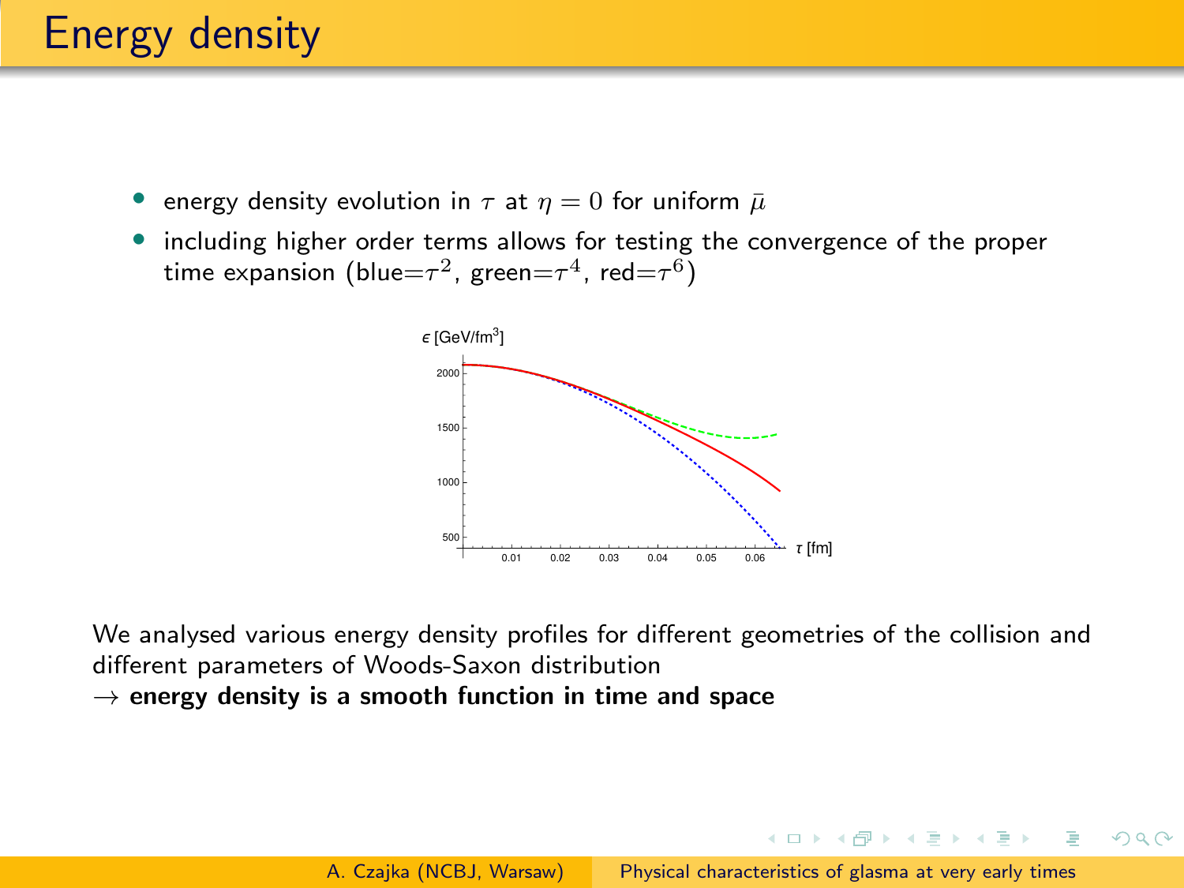# Energy density

- energy density evolution in $\tau$ at $\eta = 0$ for uniform $\bar{\mu}$
- including higher order terms allows for testing the convergence of the proper time expansion (blue=$\tau^2$, green=$\tau^4$, red=$\tau^6$)

$\epsilon$ [GeV/fm$^3$]

2000

1500

1000

500

0.01 0.02 0.03 0.04 0.05 0.06

$\tau$ [fm]

We analysed various energy density profiles for different geometries of the collision and different parameters of Woods-Saxon distribution
$\rightarrow$ **energy density is a smooth function in time and space**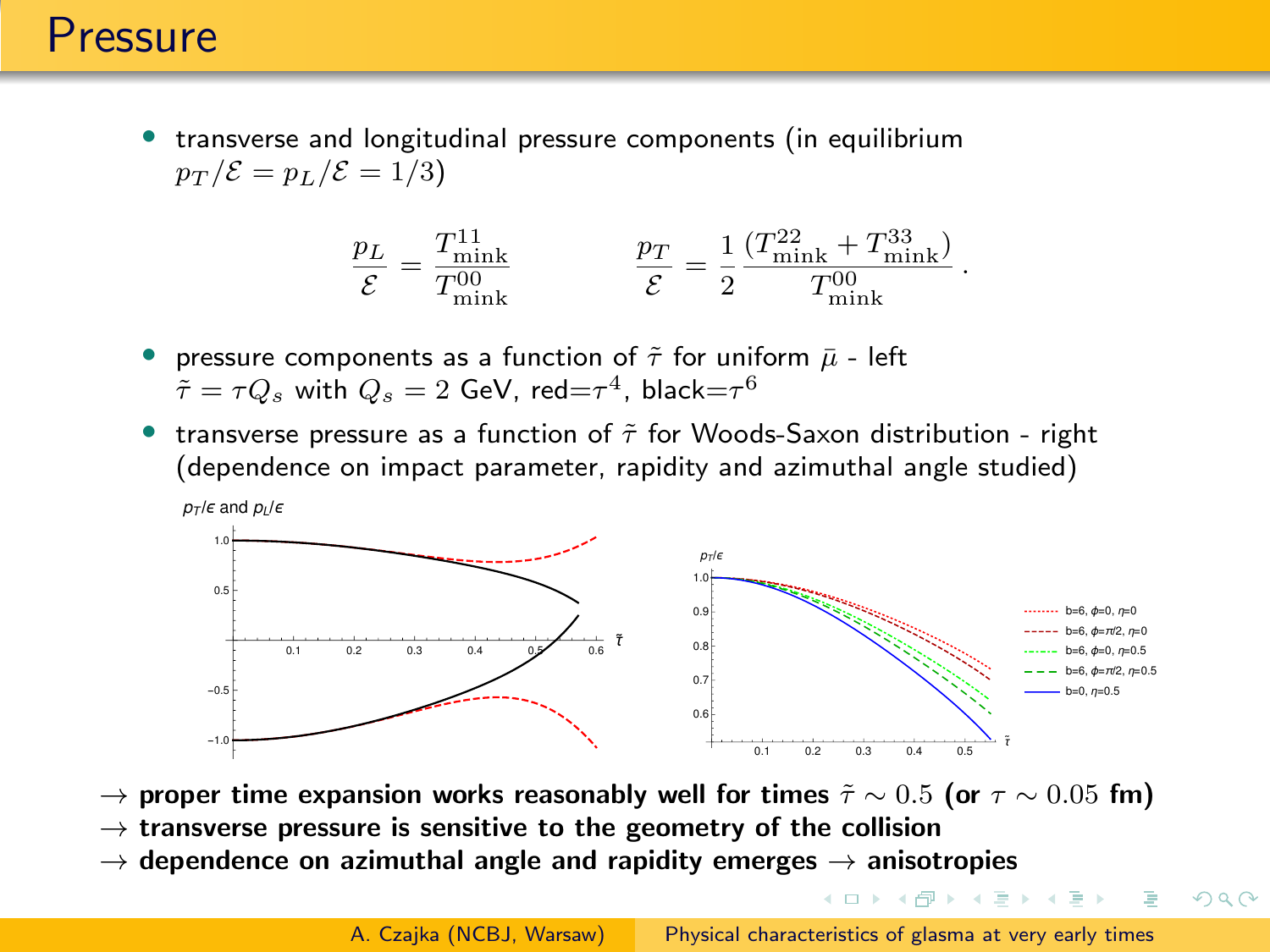# Pressure

- transverse and longitudinal pressure components (in equilibrium $p_T/\mathcal{E} = p_L/\mathcal{E} = 1/3$)

$$\frac{p_L}{\mathcal{E}} = \frac{T^{11}_{\rm mink}}{T^{00}_{\rm mink}} \qquad\qquad \frac{p_T}{\mathcal{E}} = \frac{1}{2}\frac{(T^{22}_{\rm mink} + T^{33}_{\rm mink})}{T^{00}_{\rm mink}}.$$

- pressure components as a function of $\tilde\tau$ for uniform $\bar\mu$ - left
  $\tilde\tau = \tau Q_s$ with $Q_s = 2$ GeV, red=$\tau^4$, black=$\tau^6$
- transverse pressure as a function of $\tilde\tau$ for Woods-Saxon distribution - right (dependence on impact parameter, rapidity and azimuthal angle studied)

$p_T/\epsilon$ and $p_L/\epsilon$

1.0
0.5
−0.5
−1.0
0.1 0.2 0.3 0.4 0.5 0.6 $\tilde\tau$

$p_T/\epsilon$

1.0
0.9
0.8
0.7
0.6
0.1 0.2 0.3 0.4 0.5 $\tilde\tau$

b=6, $\phi$=0, $\eta$=0
b=6, $\phi$=$\pi$/2, $\eta$=0
b=6, $\phi$=0, $\eta$=0.5
b=6, $\phi$=$\pi$/2, $\eta$=0.5
b=0, $\eta$=0.5

$\rightarrow$ **proper time expansion works reasonably well for times $\tilde\tau \sim 0.5$ (or $\tau \sim 0.05$ fm)**
$\rightarrow$ **transverse pressure is sensitive to the geometry of the collision**
$\rightarrow$ **dependence on azimuthal angle and rapidity emerges $\rightarrow$ anisotropies**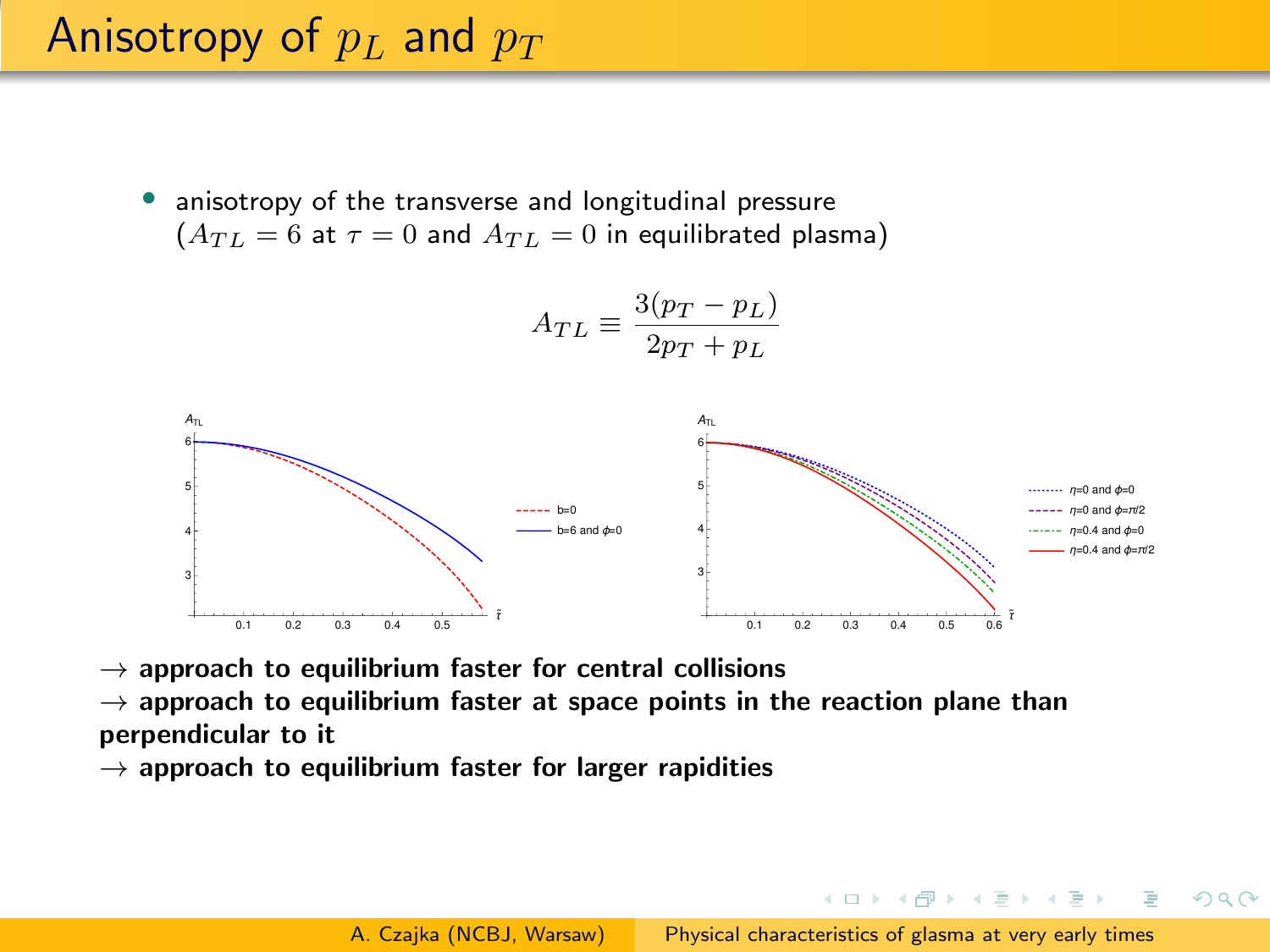# Anisotropy of $p_L$ and $p_T$

- anisotropy of the transverse and longitudinal pressure ($A_{TL} = 6$ at $\tau = 0$ and $A_{TL} = 0$ in equilibrated plasma)

$$A_{TL} \equiv \frac{3(p_T - p_L)}{2p_T + p_L}$$

$A_{TL}$
6
5
4
3
0.1
0.2
0.3
0.4
0.5
$\tilde{\tau}$
b=0
b=6 and $\phi$=0

$A_{TL}$
6
5
4
3
0.1
0.2
0.3
0.4
0.5
0.6
$\tilde{\tau}$
$\eta$=0 and $\phi$=0
$\eta$=0 and $\phi$=$\pi$/2
$\eta$=0.4 and $\phi$=0
$\eta$=0.4 and $\phi$=$\pi$/2

→ **approach to equilibrium faster for central collisions**

→ **approach to equilibrium faster at space points in the reaction plane than perpendicular to it**

→ **approach to equilibrium faster for larger rapidities**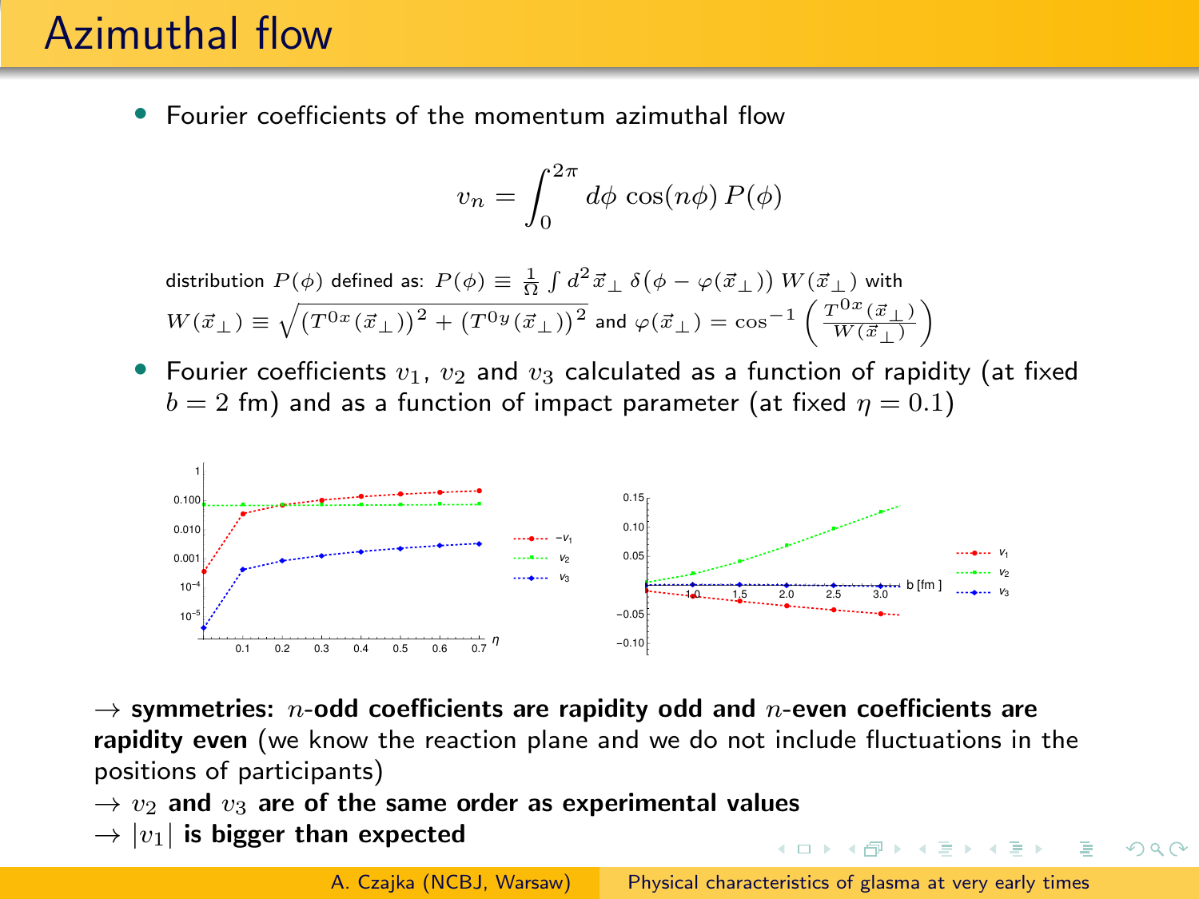# Azimuthal flow

- Fourier coefficients of the momentum azimuthal flow

$$v_n = \int_0^{2\pi} d\phi\, \cos(n\phi)\, P(\phi)$$

distribution $P(\phi)$ defined as: $P(\phi) \equiv \frac{1}{\Omega} \int d^2\vec{x}_\perp\, \delta(\phi - \varphi(\vec{x}_\perp))\, W(\vec{x}_\perp)$ with $W(\vec{x}_\perp) \equiv \sqrt{(T^{0x}(\vec{x}_\perp))^2 + (T^{0y}(\vec{x}_\perp))^2}$ and $\varphi(\vec{x}_\perp) = \cos^{-1}\left(\frac{T^{0x}(\vec{x}_\perp)}{W(\vec{x}_\perp)}\right)$

- Fourier coefficients $v_1$, $v_2$ and $v_3$ calculated as a function of rapidity (at fixed $b = 2$ fm) and as a function of impact parameter (at fixed $\eta = 0.1$)

Left plot: 1, 0.100, 0.010, 0.001, $10^{-4}$, $10^{-5}$; 0.1, 0.2, 0.3, 0.4, 0.5, 0.6, 0.7, $\eta$; $-v_1$, $v_2$, $v_3$

Right plot: 0.15, 0.10, 0.05, −0.05, −0.10; 1.0, 1.5, 2.0, 2.5, 3.0, b [fm ]; $v_1$, $v_2$, $v_3$

→ **symmetries: $n$-odd coefficients are rapidity odd and $n$-even coefficients are rapidity even** (we know the reaction plane and we do not include fluctuations in the positions of participants)

→ **$v_2$ and $v_3$ are of the same order as experimental values**

→ **$|v_1|$ is bigger than expected**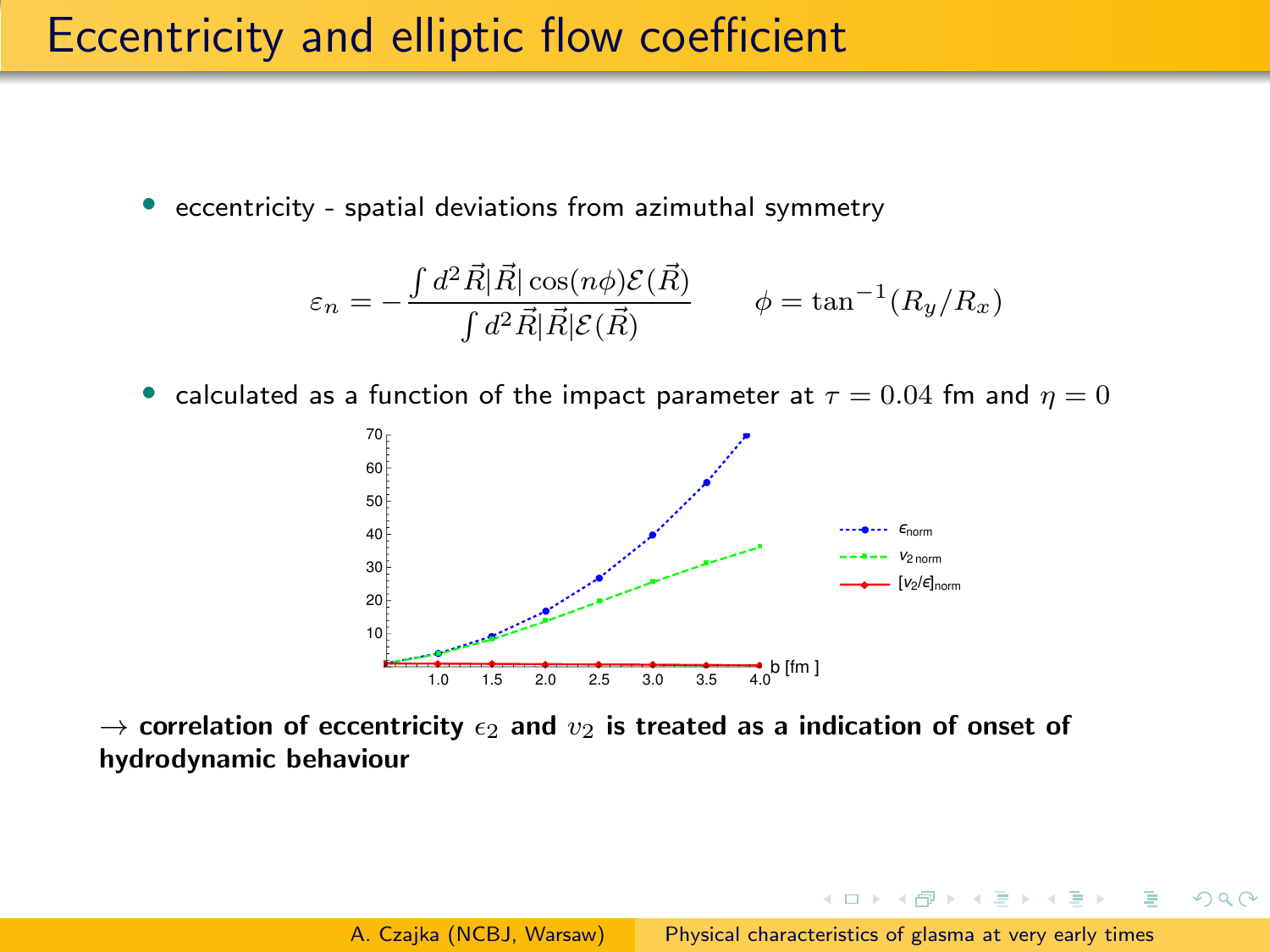# Eccentricity and elliptic flow coefficient

- eccentricity - spatial deviations from azimuthal symmetry

$$\varepsilon_n = -\frac{\int d^2\vec{R}|\vec{R}|\cos(n\phi)\mathcal{E}(\vec{R})}{\int d^2\vec{R}|\vec{R}|\mathcal{E}(\vec{R})} \qquad \phi = \tan^{-1}(R_y/R_x)$$

- calculated as a function of the impact parameter at $\tau = 0.04$ fm and $\eta = 0$

70
60
50
40
30
20
10
1.0 1.5 2.0 2.5 3.0 3.5 4.0
b [fm ]
$\epsilon_{\text{norm}}$
$v_{2\,\text{norm}}$
$[v_2/\epsilon]_{\text{norm}}$

→ **correlation of eccentricity $\epsilon_2$ and $v_2$ is treated as a indication of onset of hydrodynamic behaviour**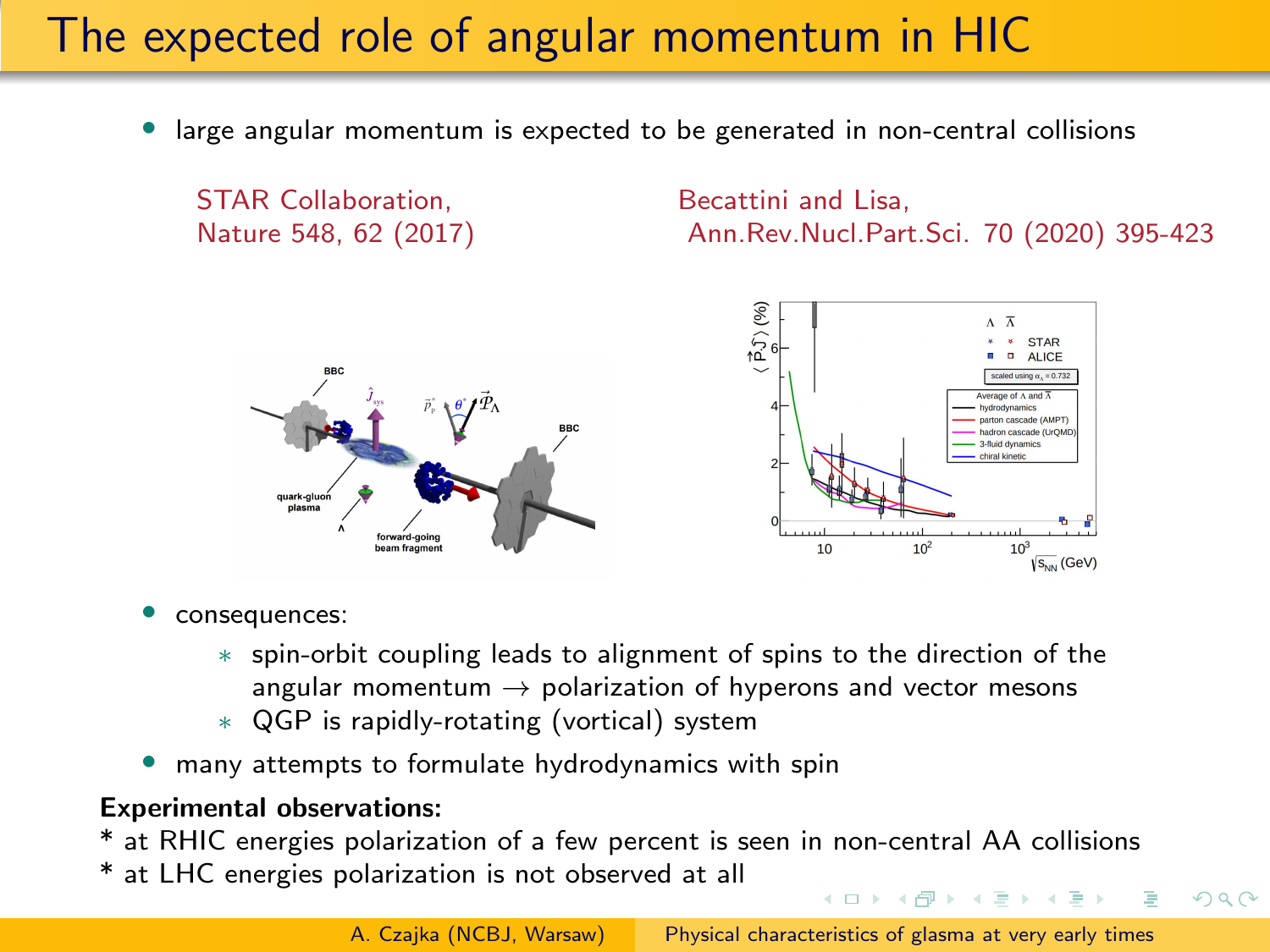# The expected role of angular momentum in HIC

- large angular momentum is expected to be generated in non-central collisions

STAR Collaboration, Nature 548, 62 (2017)

Becattini and Lisa, Ann.Rev.Nucl.Part.Sci. 70 (2020) 395-423

BBC

$\hat{J}_{sys}$

$\vec{p}_p^*$ $\theta^*$ $\vec{\mathcal{P}}_\Lambda$

BBC

quark-gluon plasma

Λ

forward-going beam fragment

$\langle \vec{P} \cdot \hat{J} \rangle$ (%)

Λ $\bar{\Lambda}$

STAR

ALICE

scaled using $\alpha_\Lambda$ = 0.732

Average of Λ and $\bar{\Lambda}$

hydrodynamics

parton cascade (AMPT)

hadron cascade (UrQMD)

3-fluid dynamics

chiral kinetic

0

2

4

6

10

$10^2$

$10^3$

$\sqrt{s_{NN}}$ (GeV)

- consequences:
  - spin-orbit coupling leads to alignment of spins to the direction of the angular momentum → polarization of hyperons and vector mesons
  - QGP is rapidly-rotating (vortical) system
- many attempts to formulate hydrodynamics with spin

**Experimental observations:**

* at RHIC energies polarization of a few percent is seen in non-central AA collisions
* at LHC energies polarization is not observed at all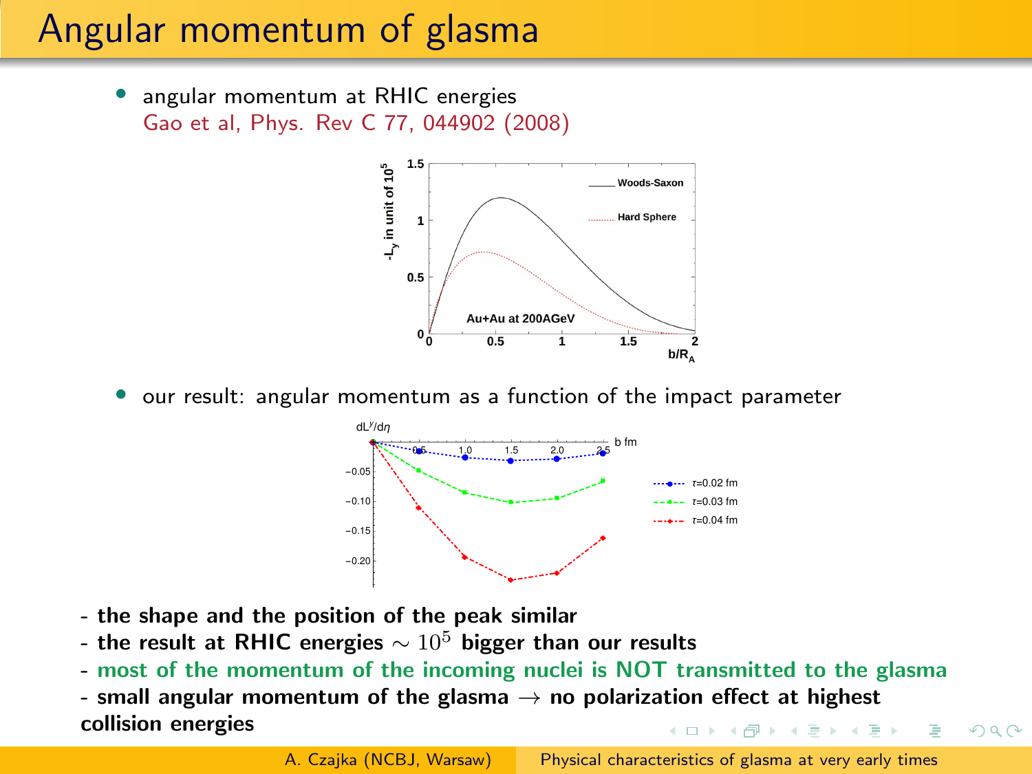# Angular momentum of glasma

- angular momentum at RHIC energies
  Gao et al, Phys. Rev C 77, 044902 (2008)

$-L_y$ in unit of $10^5$

1.5
1
0.5
0

0 0.5 1 1.5 2

$b/R_A$

Woods-Saxon

Hard Sphere

Au+Au at 200AGeV

- our result: angular momentum as a function of the impact parameter

$dL^y/d\eta$

b fm

0.5 1.0 1.5 2.0 2.5

−0.05
−0.10
−0.15
−0.20

$\tau$=0.02 fm

$\tau$=0.03 fm

$\tau$=0.04 fm

- **the shape and the position of the peak similar**
- **the result at RHIC energies $\sim 10^5$ bigger than our results**
- **most of the momentum of the incoming nuclei is NOT transmitted to the glasma**
- **small angular momentum of the glasma $\rightarrow$ no polarization effect at highest collision energies**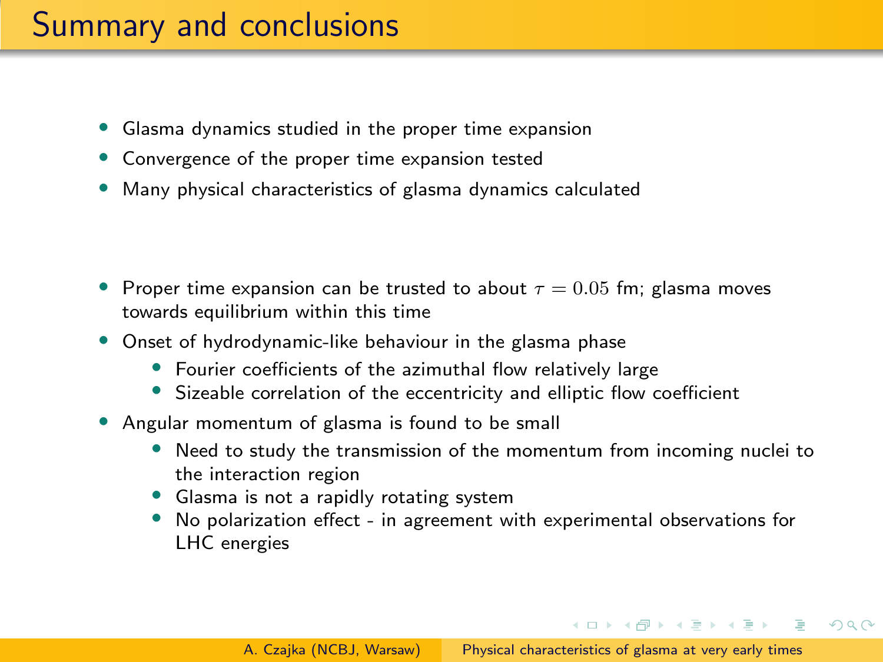# Summary and conclusions

- Glasma dynamics studied in the proper time expansion
- Convergence of the proper time expansion tested
- Many physical characteristics of glasma dynamics calculated

- Proper time expansion can be trusted to about $\tau = 0.05$ fm; glasma moves towards equilibrium within this time
- Onset of hydrodynamic-like behaviour in the glasma phase
  - Fourier coefficients of the azimuthal flow relatively large
  - Sizeable correlation of the eccentricity and elliptic flow coefficient
- Angular momentum of glasma is found to be small
  - Need to study the transmission of the momentum from incoming nuclei to the interaction region
  - Glasma is not a rapidly rotating system
  - No polarization effect - in agreement with experimental observations for LHC energies